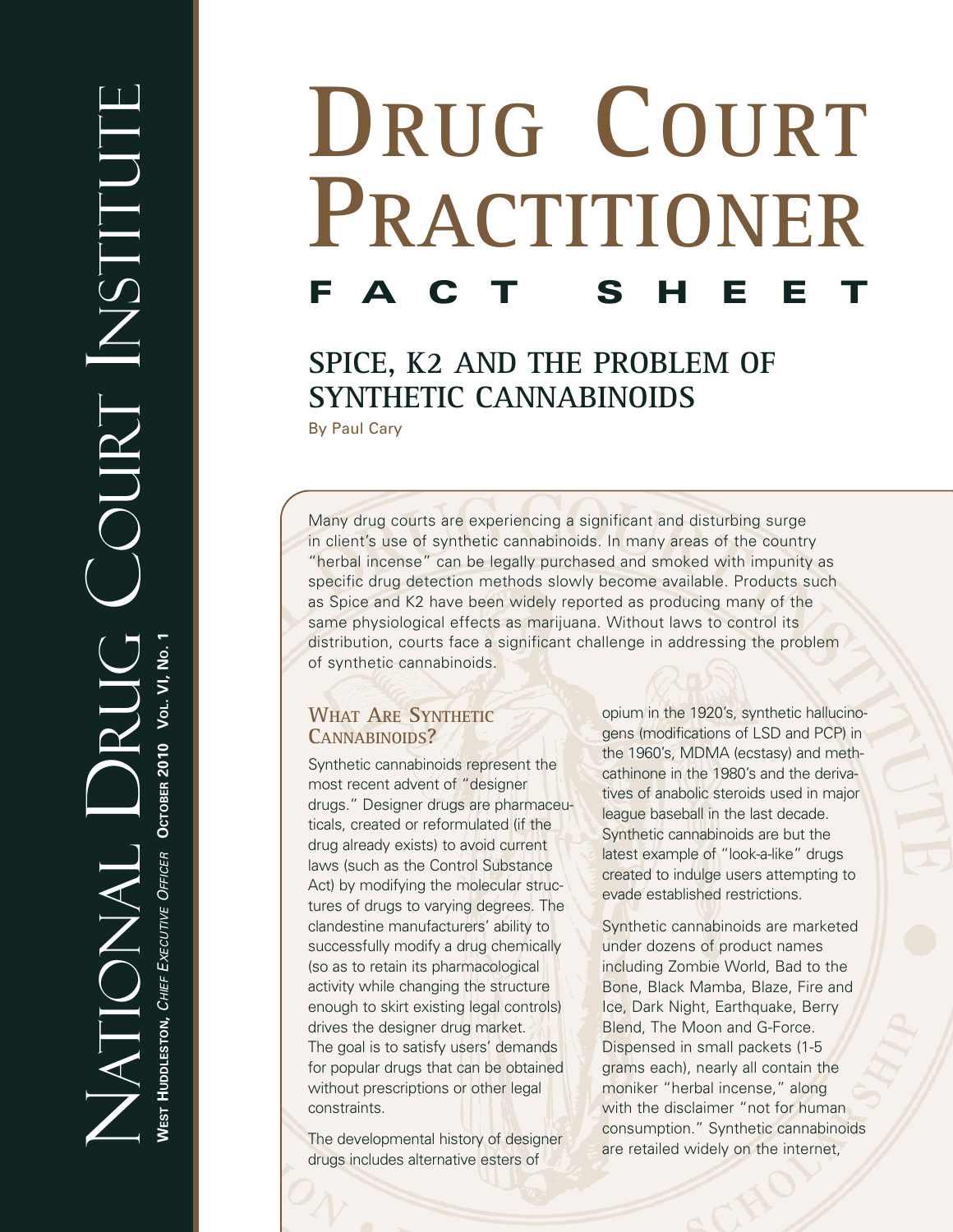# DRUG COURT PRACTITIONER

## FACT SHEET

National Drug Court Institute

**West Huddleston,** *Chief Executive Officer* **October 2010 Vol. VI, No. 1**

## SPICE, K2 AND THE PROBLEM OF SYNTHETIC CANNABINOIDS

By Paul Cary

Many drug courts are experiencing a significant and disturbing surge in client's use of synthetic cannabinoids. In many areas of the country "herbal incense" can be legally purchased and smoked with impunity as specific drug detection methods slowly become available. Products such as Spice and K2 have been widely reported as producing many of the same physiological effects as marijuana. Without laws to control its distribution, courts face a significant challenge in addressing the problem of synthetic cannabinoids.

### What Are Synthetic Cannabinoids?

Synthetic cannabinoids represent the most recent advent of "designer drugs." Designer drugs are pharmaceuticals, created or reformulated (if the drug already exists) to avoid current laws (such as the Control Substance Act) by modifying the molecular structures of drugs to varying degrees. The clandestine manufacturers' ability to successfully modify a drug chemically (so as to retain its pharmacological activity while changing the structure enough to skirt existing legal controls) drives the designer drug market. The goal is to satisfy users' demands for popular drugs that can be obtained without prescriptions or other legal constraints.

The developmental history of designer drugs includes alternative esters of opium in the 1920's, synthetic hallucinogens (modifications of LSD and PCP) in the 1960's, MDMA (ecstasy) and methcathinone in the 1980's and the derivatives of anabolic steroids used in major league baseball in the last decade. Synthetic cannabinoids are but the latest example of "look-a-like" drugs created to indulge users attempting to evade established restrictions.

Synthetic cannabinoids are marketed under dozens of product names including Zombie World, Bad to the Bone, Black Mamba, Blaze, Fire and Ice, Dark Night, Earthquake, Berry Blend, The Moon and G-Force. Dispensed in small packets (1-5 grams each), nearly all contain the moniker "herbal incense," along with the disclaimer "not for human consumption." Synthetic cannabinoids are retailed widely on the internet,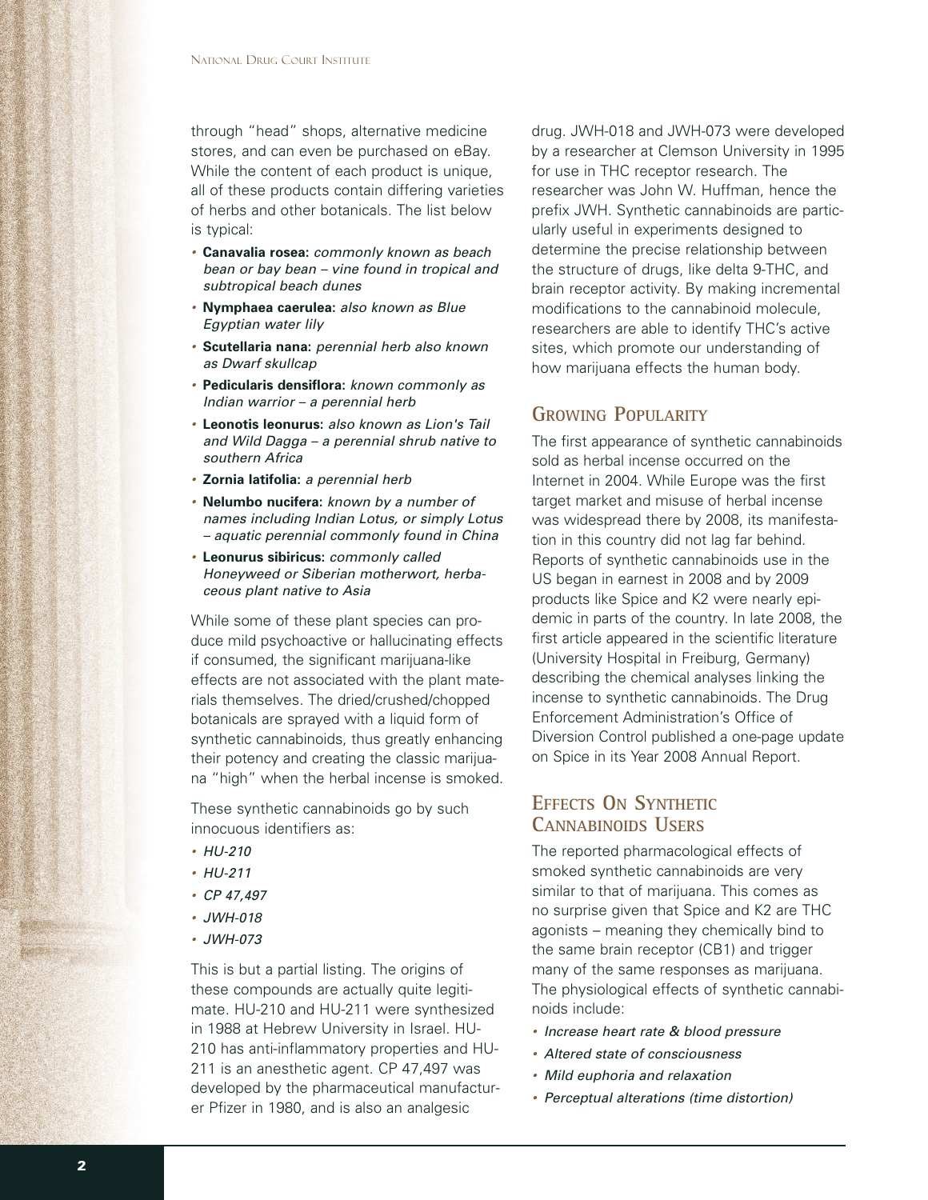through "head" shops, alternative medicine stores, and can even be purchased on eBay. While the content of each product is unique, all of these products contain differing varieties of herbs and other botanicals. The list below is typical:

- **Canavalia rosea:** *commonly known as beach bean or bay bean – vine found in tropical and subtropical beach dunes*
- **Nymphaea caerulea:** *also known as Blue Egyptian water lily*
- **Scutellaria nana:** *perennial herb also known as Dwarf skullcap*
- **Pedicularis densiflora:** *known commonly as Indian warrior – a perennial herb*
- **Leonotis leonurus:** *also known as Lion's Tail and Wild Dagga – a perennial shrub native to southern Africa*
- **Zornia latifolia:** *a perennial herb*
- **Nelumbo nucifera:** *known by a number of names including Indian Lotus, or simply Lotus – aquatic perennial commonly found in China*
- **Leonurus sibiricus:** *commonly called Honeyweed or Siberian motherwort, herbaceous plant native to Asia*

While some of these plant species can produce mild psychoactive or hallucinating effects if consumed, the significant marijuana-like effects are not associated with the plant materials themselves. The dried/crushed/chopped botanicals are sprayed with a liquid form of synthetic cannabinoids, thus greatly enhancing their potency and creating the classic marijuana "high" when the herbal incense is smoked.

These synthetic cannabinoids go by such innocuous identifiers as:

- *HU-210*
- *HU-211*
- *CP 47,497*
- *JWH-018*
- *JWH-073*

This is but a partial listing. The origins of these compounds are actually quite legitimate. HU-210 and HU-211 were synthesized in 1988 at Hebrew University in Israel. HU-210 has anti-inflammatory properties and HU-211 is an anesthetic agent. CP 47,497 was developed by the pharmaceutical manufacturer Pfizer in 1980, and is also an analgesic drug. JWH-018 and JWH-073 were developed by a researcher at Clemson University in 1995 for use in THC receptor research. The researcher was John W. Huffman, hence the prefix JWH. Synthetic cannabinoids are particularly useful in experiments designed to determine the precise relationship between the structure of drugs, like delta 9-THC, and brain receptor activity. By making incremental modifications to the cannabinoid molecule, researchers are able to identify THC's active sites, which promote our understanding of how marijuana effects the human body.

## Growing Popularity

The first appearance of synthetic cannabinoids sold as herbal incense occurred on the Internet in 2004. While Europe was the first target market and misuse of herbal incense was widespread there by 2008, its manifestation in this country did not lag far behind. Reports of synthetic cannabinoids use in the US began in earnest in 2008 and by 2009 products like Spice and K2 were nearly epidemic in parts of the country. In late 2008, the first article appeared in the scientific literature (University Hospital in Freiburg, Germany) describing the chemical analyses linking the incense to synthetic cannabinoids. The Drug Enforcement Administration's Office of Diversion Control published a one-page update on Spice in its Year 2008 Annual Report.

## Effects On Synthetic Cannabinoids Users

The reported pharmacological effects of smoked synthetic cannabinoids are very similar to that of marijuana. This comes as no surprise given that Spice and K2 are THC agonists – meaning they chemically bind to the same brain receptor (CB1) and trigger many of the same responses as marijuana. The physiological effects of synthetic cannabinoids include:

- *Increase heart rate & blood pressure*
- *Altered state of consciousness*
- *Mild euphoria and relaxation*
- *Perceptual alterations (time distortion)*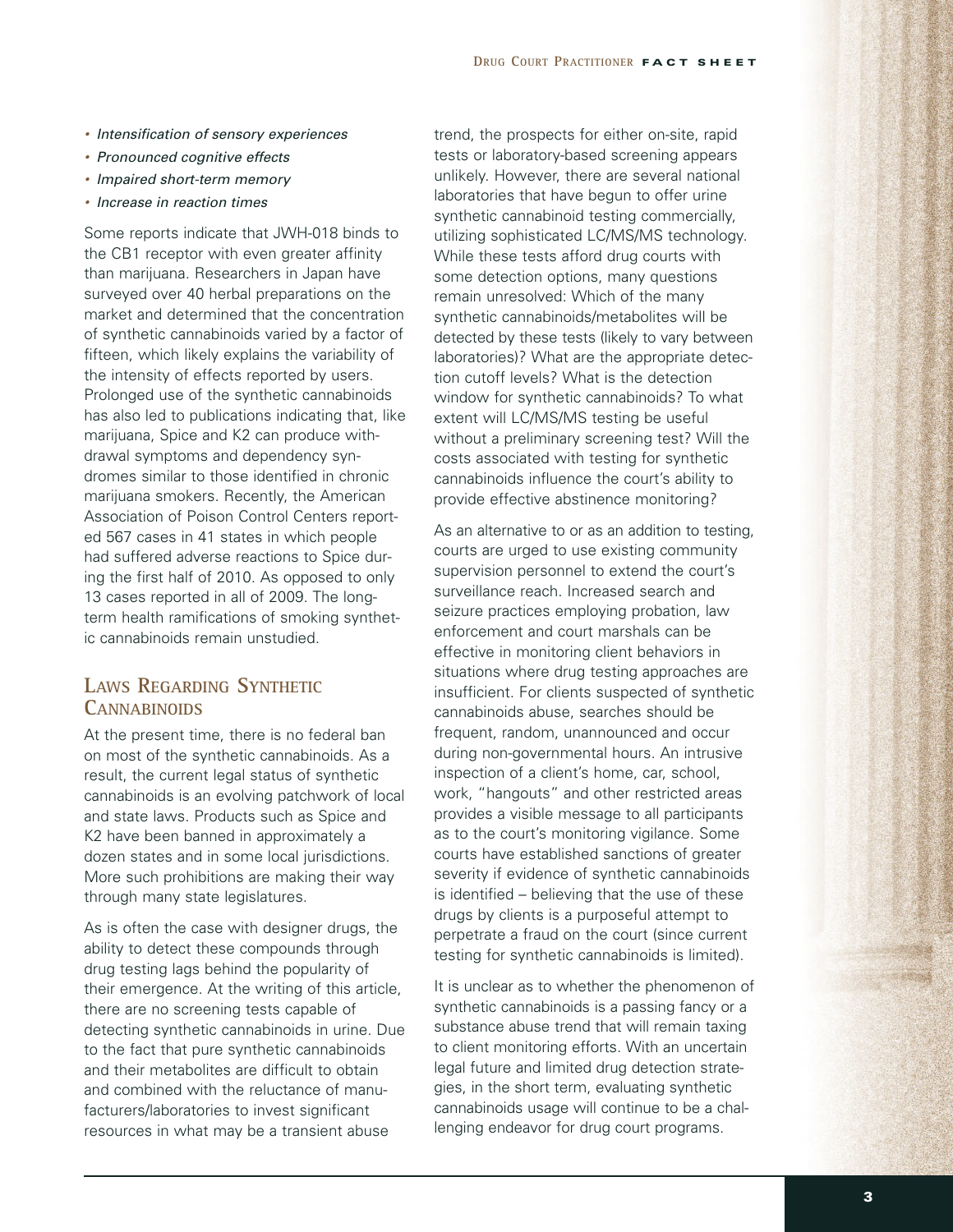- *Intensification of sensory experiences*
- *Pronounced cognitive effects*
- *Impaired short-term memory*
- *Increase in reaction times*

Some reports indicate that JWH-018 binds to the CB1 receptor with even greater affinity than marijuana. Researchers in Japan have surveyed over 40 herbal preparations on the market and determined that the concentration of synthetic cannabinoids varied by a factor of fifteen, which likely explains the variability of the intensity of effects reported by users. Prolonged use of the synthetic cannabinoids has also led to publications indicating that, like marijuana, Spice and K2 can produce withdrawal symptoms and dependency syndromes similar to those identified in chronic marijuana smokers. Recently, the American Association of Poison Control Centers reported 567 cases in 41 states in which people had suffered adverse reactions to Spice during the first half of 2010. As opposed to only 13 cases reported in all of 2009. The long-term health ramifications of smoking synthetic cannabinoids remain unstudied.

## Laws Regarding Synthetic Cannabinoids

At the present time, there is no federal ban on most of the synthetic cannabinoids. As a result, the current legal status of synthetic cannabinoids is an evolving patchwork of local and state laws. Products such as Spice and K2 have been banned in approximately a dozen states and in some local jurisdictions. More such prohibitions are making their way through many state legislatures.

As is often the case with designer drugs, the ability to detect these compounds through drug testing lags behind the popularity of their emergence. At the writing of this article, there are no screening tests capable of detecting synthetic cannabinoids in urine. Due to the fact that pure synthetic cannabinoids and their metabolites are difficult to obtain and combined with the reluctance of manufacturers/laboratories to invest significant resources in what may be a transient abuse trend, the prospects for either on-site, rapid tests or laboratory-based screening appears unlikely. However, there are several national laboratories that have begun to offer urine synthetic cannabinoid testing commercially, utilizing sophisticated LC/MS/MS technology. While these tests afford drug courts with some detection options, many questions remain unresolved: Which of the many synthetic cannabinoids/metabolites will be detected by these tests (likely to vary between laboratories)? What are the appropriate detection cutoff levels? What is the detection window for synthetic cannabinoids? To what extent will LC/MS/MS testing be useful without a preliminary screening test? Will the costs associated with testing for synthetic cannabinoids influence the court's ability to provide effective abstinence monitoring?

As an alternative to or as an addition to testing, courts are urged to use existing community supervision personnel to extend the court's surveillance reach. Increased search and seizure practices employing probation, law enforcement and court marshals can be effective in monitoring client behaviors in situations where drug testing approaches are insufficient. For clients suspected of synthetic cannabinoids abuse, searches should be frequent, random, unannounced and occur during non-governmental hours. An intrusive inspection of a client's home, car, school, work, "hangouts" and other restricted areas provides a visible message to all participants as to the court's monitoring vigilance. Some courts have established sanctions of greater severity if evidence of synthetic cannabinoids is identified – believing that the use of these drugs by clients is a purposeful attempt to perpetrate a fraud on the court (since current testing for synthetic cannabinoids is limited).

It is unclear as to whether the phenomenon of synthetic cannabinoids is a passing fancy or a substance abuse trend that will remain taxing to client monitoring efforts. With an uncertain legal future and limited drug detection strategies, in the short term, evaluating synthetic cannabinoids usage will continue to be a challenging endeavor for drug court programs.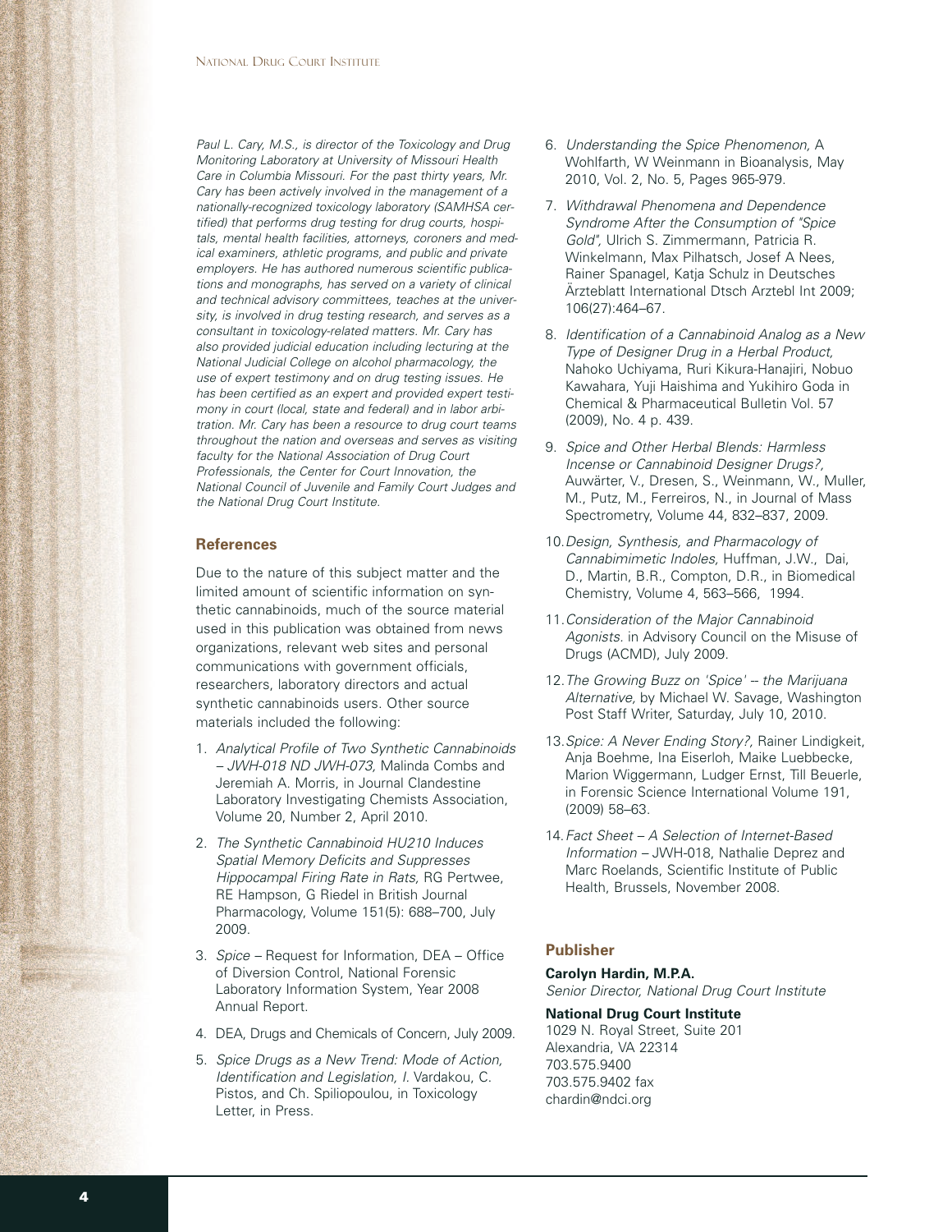*Paul L. Cary, M.S., is director of the Toxicology and Drug Monitoring Laboratory at University of Missouri Health Care in Columbia Missouri. For the past thirty years, Mr. Cary has been actively involved in the management of a nationally-recognized toxicology laboratory (SAMHSA certified) that performs drug testing for drug courts, hospitals, mental health facilities, attorneys, coroners and medical examiners, athletic programs, and public and private employers. He has authored numerous scientific publications and monographs, has served on a variety of clinical and technical advisory committees, teaches at the university, is involved in drug testing research, and serves as a consultant in toxicology-related matters. Mr. Cary has also provided judicial education including lecturing at the National Judicial College on alcohol pharmacology, the use of expert testimony and on drug testing issues. He has been certified as an expert and provided expert testimony in court (local, state and federal) and in labor arbitration. Mr. Cary has been a resource to drug court teams throughout the nation and overseas and serves as visiting faculty for the National Association of Drug Court Professionals, the Center for Court Innovation, the National Council of Juvenile and Family Court Judges and the National Drug Court Institute.*

## References

Due to the nature of this subject matter and the limited amount of scientific information on synthetic cannabinoids, much of the source material used in this publication was obtained from news organizations, relevant web sites and personal communications with government officials, researchers, laboratory directors and actual synthetic cannabinoids users. Other source materials included the following:

1. *Analytical Profile of Two Synthetic Cannabinoids – JWH-018 ND JWH-073,* Malinda Combs and Jeremiah A. Morris, in Journal Clandestine Laboratory Investigating Chemists Association, Volume 20, Number 2, April 2010.
2. *The Synthetic Cannabinoid HU210 Induces Spatial Memory Deficits and Suppresses Hippocampal Firing Rate in Rats,* RG Pertwee, RE Hampson, G Riedel in British Journal Pharmacology, Volume 151(5): 688–700, July 2009.
3. *Spice* – Request for Information, DEA – Office of Diversion Control, National Forensic Laboratory Information System, Year 2008 Annual Report.
4. DEA, Drugs and Chemicals of Concern, July 2009.
5. *Spice Drugs as a New Trend: Mode of Action, Identification and Legislation, I.* Vardakou, C. Pistos, and Ch. Spiliopoulou, in Toxicology Letter, in Press.
6. *Understanding the Spice Phenomenon,* A Wohlfarth, W Weinmann in Bioanalysis, May 2010, Vol. 2, No. 5, Pages 965-979.
7. *Withdrawal Phenomena and Dependence Syndrome After the Consumption of "Spice Gold",* Ulrich S. Zimmermann, Patricia R. Winkelmann, Max Pilhatsch, Josef A Nees, Rainer Spanagel, Katja Schulz in Deutsches Ärzteblatt International Dtsch Arztebl Int 2009; 106(27):464–67.
8. *Identification of a Cannabinoid Analog as a New Type of Designer Drug in a Herbal Product,* Nahoko Uchiyama, Ruri Kikura-Hanajiri, Nobuo Kawahara, Yuji Haishima and Yukihiro Goda in Chemical & Pharmaceutical Bulletin Vol. 57 (2009), No. 4 p. 439.
9. *Spice and Other Herbal Blends: Harmless Incense or Cannabinoid Designer Drugs?,* Auwärter, V., Dresen, S., Weinmann, W., Muller, M., Putz, M., Ferreiros, N., in Journal of Mass Spectrometry, Volume 44, 832–837, 2009.
10. *Design, Synthesis, and Pharmacology of Cannabimimetic Indoles,* Huffman, J.W., Dai, D., Martin, B.R., Compton, D.R., in Biomedical Chemistry, Volume 4, 563–566, 1994.
11. *Consideration of the Major Cannabinoid Agonists.* in Advisory Council on the Misuse of Drugs (ACMD), July 2009.
12. *The Growing Buzz on 'Spice' -- the Marijuana Alternative,* by Michael W. Savage, Washington Post Staff Writer, Saturday, July 10, 2010.
13. *Spice: A Never Ending Story?,* Rainer Lindigkeit, Anja Boehme, Ina Eiserloh, Maike Luebbecke, Marion Wiggermann, Ludger Ernst, Till Beuerle, in Forensic Science International Volume 191, (2009) 58–63.
14. *Fact Sheet – A Selection of Internet-Based Information* – JWH-018, Nathalie Deprez and Marc Roelands, Scientific Institute of Public Health, Brussels, November 2008.

## Publisher

**Carolyn Hardin, M.P.A.**
*Senior Director, National Drug Court Institute*

**National Drug Court Institute**
1029 N. Royal Street, Suite 201
Alexandria, VA 22314
703.575.9400
703.575.9402 fax
chardin@ndci.org